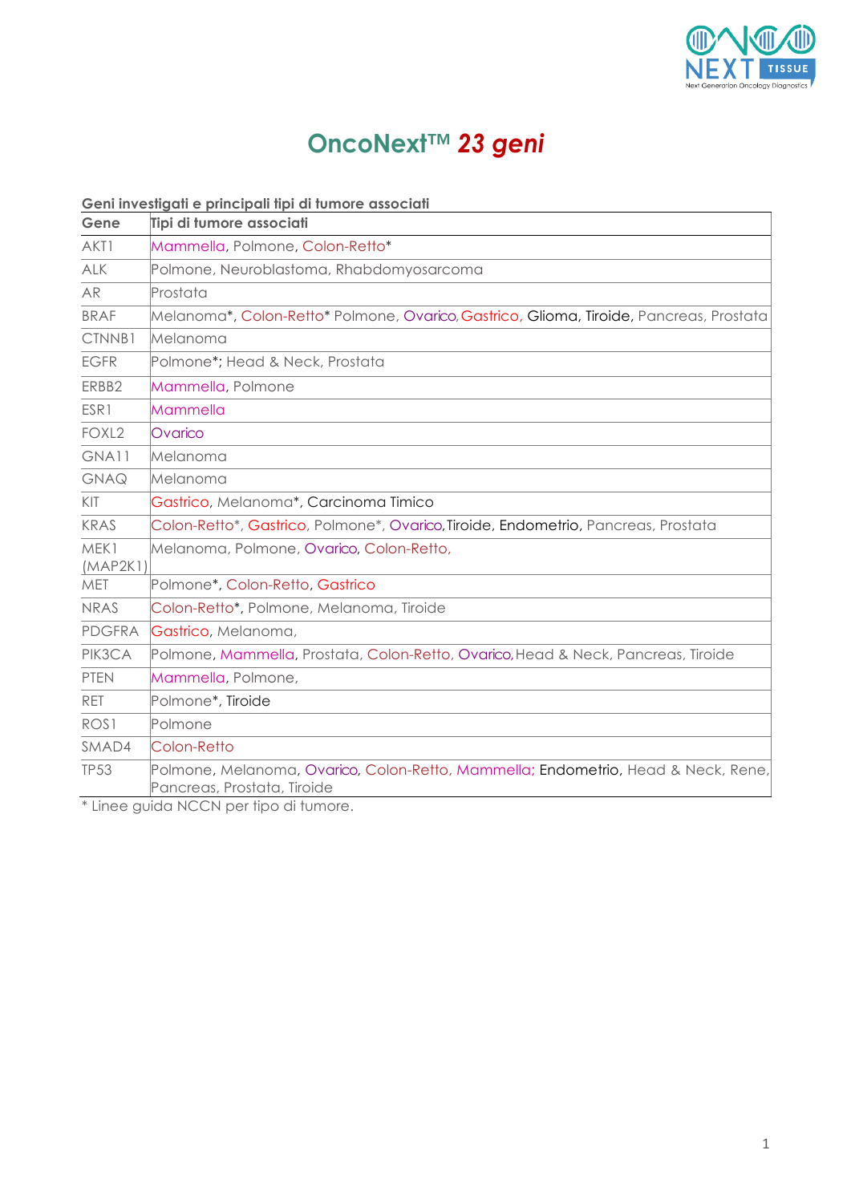# OncoNext™ *23 geni*

**Geni investigati e principali tipi di tumore associati**

| Gene | Tipi di tumore associati |
|---|---|
| AKT1 | Mammella, Polmone, Colon-Retto* |
| ALK | Polmone, Neuroblastoma, Rhabdomyosarcoma |
| AR | Prostata |
| BRAF | Melanoma*, Colon-Retto* Polmone, Ovarico, Gastrico, Glioma, Tiroide, Pancreas, Prostata |
| CTNNB1 | Melanoma |
| EGFR | Polmone*; Head & Neck, Prostata |
| ERBB2 | Mammella, Polmone |
| ESR1 | Mammella |
| FOXL2 | Ovarico |
| GNA11 | Melanoma |
| GNAQ | Melanoma |
| KIT | Gastrico, Melanoma*, Carcinoma Timico |
| KRAS | Colon-Retto*, Gastrico, Polmone*, Ovarico, Tiroide, Endometrio, Pancreas, Prostata |
| MEK1 (MAP2K1) | Melanoma, Polmone, Ovarico, Colon-Retto, |
| MET | Polmone*, Colon-Retto, Gastrico |
| NRAS | Colon-Retto*, Polmone, Melanoma, Tiroide |
| PDGFRA | Gastrico, Melanoma, |
| PIK3CA | Polmone, Mammella, Prostata, Colon-Retto, Ovarico, Head & Neck, Pancreas, Tiroide |
| PTEN | Mammella, Polmone, |
| RET | Polmone*, Tiroide |
| ROS1 | Polmone |
| SMAD4 | Colon-Retto |
| TP53 | Polmone, Melanoma, Ovarico, Colon-Retto, Mammella; Endometrio, Head & Neck, Rene, Pancreas, Prostata, Tiroide |

* Linee guida NCCN per tipo di tumore.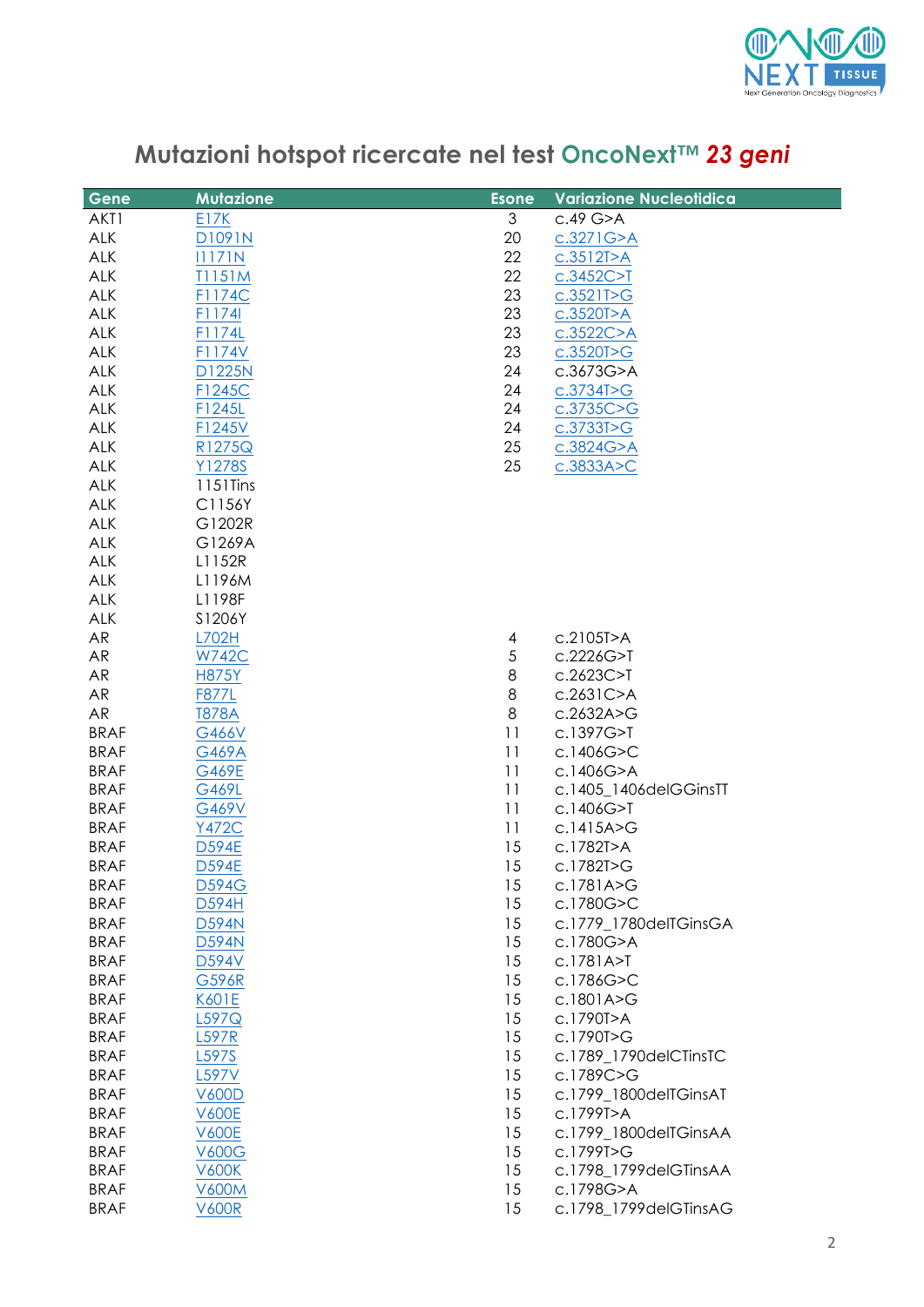# Mutazioni hotspot ricercate nel test OncoNext™ *23 geni*

| Gene | Mutazione | Esone | Variazione Nucleotidica |
|---|---|---|---|
| AKT1 | E17K | 3 | c.49 G>A |
| ALK | D1091N | 20 | c.3271G>A |
| ALK | I1171N | 22 | c.3512T>A |
| ALK | T1151M | 22 | c.3452C>T |
| ALK | F1174C | 23 | c.3521T>G |
| ALK | F1174I | 23 | c.3520T>A |
| ALK | F1174L | 23 | c.3522C>A |
| ALK | F1174V | 23 | c.3520T>G |
| ALK | D1225N | 24 | c.3673G>A |
| ALK | F1245C | 24 | c.3734T>G |
| ALK | F1245L | 24 | c.3735C>G |
| ALK | F1245V | 24 | c.3733T>G |
| ALK | R1275Q | 25 | c.3824G>A |
| ALK | Y1278S | 25 | c.3833A>C |
| ALK | 1151Tins | | |
| ALK | C1156Y | | |
| ALK | G1202R | | |
| ALK | G1269A | | |
| ALK | L1152R | | |
| ALK | L1196M | | |
| ALK | L1198F | | |
| ALK | S1206Y | | |
| AR | L702H | 4 | c.2105T>A |
| AR | W742C | 5 | c.2226G>T |
| AR | H875Y | 8 | c.2623C>T |
| AR | F877L | 8 | c.2631C>A |
| AR | T878A | 8 | c.2632A>G |
| BRAF | G466V | 11 | c.1397G>T |
| BRAF | G469A | 11 | c.1406G>C |
| BRAF | G469E | 11 | c.1406G>A |
| BRAF | G469L | 11 | c.1405_1406delGGinsTT |
| BRAF | G469V | 11 | c.1406G>T |
| BRAF | Y472C | 11 | c.1415A>G |
| BRAF | D594E | 15 | c.1782T>A |
| BRAF | D594E | 15 | c.1782T>G |
| BRAF | D594G | 15 | c.1781A>G |
| BRAF | D594H | 15 | c.1780G>C |
| BRAF | D594N | 15 | c.1779_1780delTGinsGA |
| BRAF | D594N | 15 | c.1780G>A |
| BRAF | D594V | 15 | c.1781A>T |
| BRAF | G596R | 15 | c.1786G>C |
| BRAF | K601E | 15 | c.1801A>G |
| BRAF | L597Q | 15 | c.1790T>A |
| BRAF | L597R | 15 | c.1790T>G |
| BRAF | L597S | 15 | c.1789_1790delCTinsTC |
| BRAF | L597V | 15 | c.1789C>G |
| BRAF | V600D | 15 | c.1799_1800delTGinsAT |
| BRAF | V600E | 15 | c.1799T>A |
| BRAF | V600E | 15 | c.1799_1800delTGinsAA |
| BRAF | V600G | 15 | c.1799T>G |
| BRAF | V600K | 15 | c.1798_1799delGTinsAA |
| BRAF | V600M | 15 | c.1798G>A |
| BRAF | V600R | 15 | c.1798_1799delGTinsAG |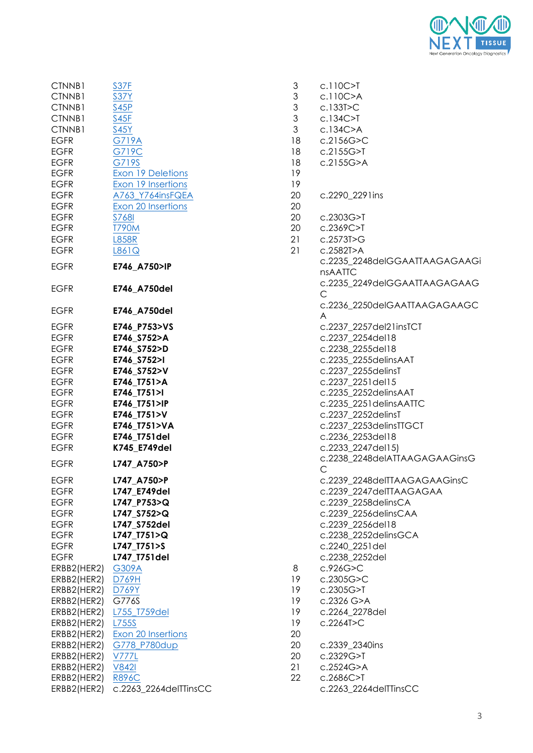| | | | |
|---|---|---|---|
| CTNNB1 | S37F | 3 | c.110C>T |
| CTNNB1 | S37Y | 3 | c.110C>A |
| CTNNB1 | S45P | 3 | c.133T>C |
| CTNNB1 | S45F | 3 | c.134C>T |
| CTNNB1 | S45Y | 3 | c.134C>A |
| EGFR | G719A | 18 | c.2156G>C |
| EGFR | G719C | 18 | c.2155G>T |
| EGFR | G719S | 18 | c.2155G>A |
| EGFR | Exon 19 Deletions | 19 | |
| EGFR | Exon 19 Insertions | 19 | |
| EGFR | A763_Y764insFQEA | 20 | c.2290_2291ins |
| EGFR | Exon 20 Insertions | 20 | |
| EGFR | S768I | 20 | c.2303G>T |
| EGFR | T790M | 20 | c.2369C>T |
| EGFR | L858R | 21 | c.2573T>G |
| EGFR | L861Q | 21 | c.2582T>A |
| EGFR | **E746_A750>IP** | | c.2235_2248delGGAATTAAGAGAAGinsAATTC |
| EGFR | **E746_A750del** | | c.2235_2249delGGAATTAAGAGAAGC |
| EGFR | **E746_A750del** | | c.2236_2250delGAATTAAGAGAAGCA |
| EGFR | **E746_P753>VS** | | c.2237_2257del21insTCT |
| EGFR | **E746_S752>A** | | c.2237_2254del18 |
| EGFR | **E746_S752>D** | | c.2238_2255del18 |
| EGFR | **E746_S752>I** | | c.2235_2255delinsAAT |
| EGFR | **E746_S752>V** | | c.2237_2255delinsT |
| EGFR | **E746_T751>A** | | c.2237_2251del15 |
| EGFR | **E746_T751>I** | | c.2235_2252delinsAAT |
| EGFR | **E746_T751>IP** | | c.2235_2251delinsAATTC |
| EGFR | **E746_T751>V** | | c.2237_2252delinsT |
| EGFR | **E746_T751>VA** | | c.2237_2253delinsTTGCT |
| EGFR | **E746_T751del** | | c.2236_2253del18 |
| EGFR | **K745_E749del** | | c.2233_2247del15) |
| EGFR | **L747_A750>P** | | c.2238_2248delATTAAGAGAAGinsGC |
| EGFR | **L747_A750>P** | | c.2239_2248delTTAAGAGAAGinsC |
| EGFR | **L747_E749del** | | c.2239_2247delTTAAGAGAA |
| EGFR | **L747_P753>Q** | | c.2239_2258delinsCA |
| EGFR | **L747_S752>Q** | | c.2239_2256delinsCAA |
| EGFR | **L747_S752del** | | c.2239_2256del18 |
| EGFR | **L747_T751>Q** | | c.2238_2252delinsGCA |
| EGFR | **L747_T751>S** | | c.2240_2251del |
| EGFR | **L747_T751del** | | c.2238_2252del |
| ERBB2(HER2) | G309A | 8 | c.926G>C |
| ERBB2(HER2) | D769H | 19 | c.2305G>C |
| ERBB2(HER2) | D769Y | 19 | c.2305G>T |
| ERBB2(HER2) | G776S | 19 | c.2326 G>A |
| ERBB2(HER2) | L755_T759del | 19 | c.2264_2278del |
| ERBB2(HER2) | L755S | 19 | c.2264T>C |
| ERBB2(HER2) | Exon 20 Insertions | 20 | |
| ERBB2(HER2) | G778_P780dup | 20 | c.2339_2340ins |
| ERBB2(HER2) | V777L | 20 | c.2329G>T |
| ERBB2(HER2) | V842I | 21 | c.2524G>A |
| ERBB2(HER2) | R896C | 22 | c.2686C>T |
| ERBB2(HER2) | c.2263_2264delTTinsCC | | c.2263_2264delTTinsCC |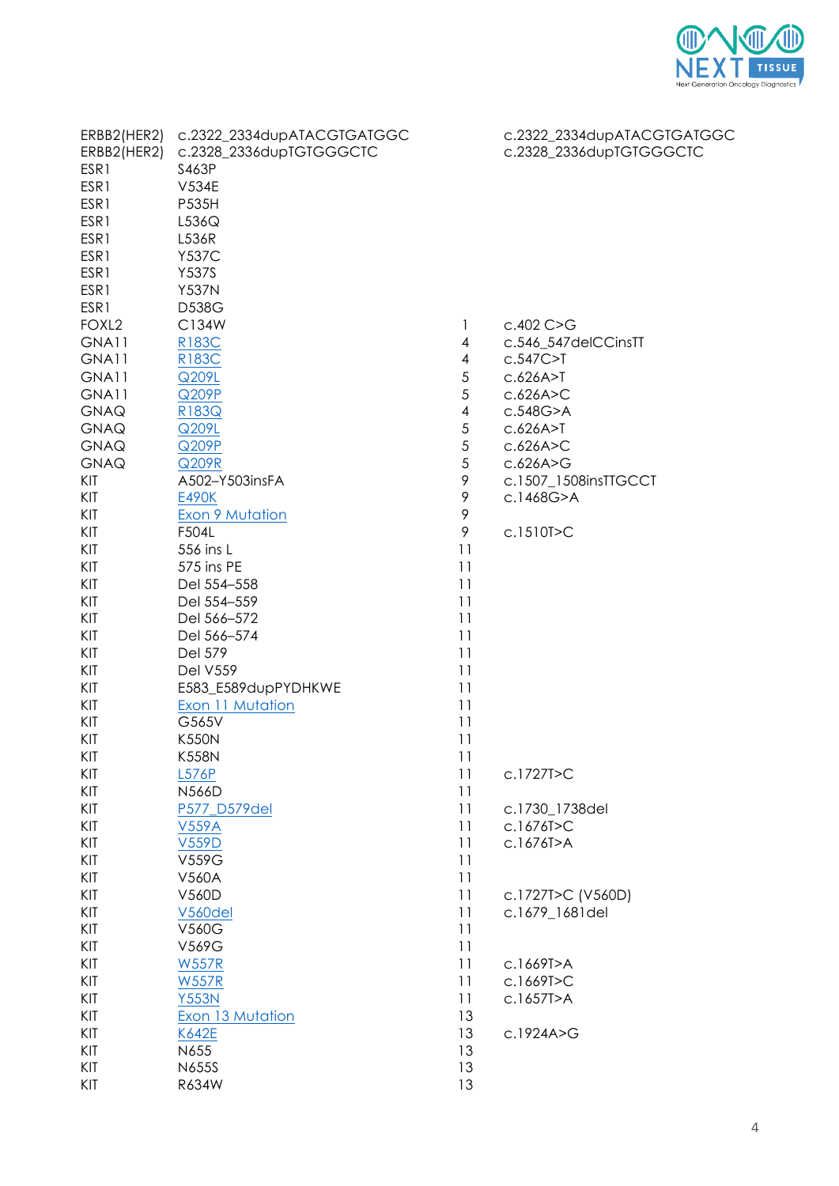| | | | |
|---|---|---|---|
| ERBB2(HER2) | c.2322_2334dupATACGTGATGGC | | c.2322_2334dupATACGTGATGGC |
| ERBB2(HER2) | c.2328_2336dupTGTGGGCTC | | c.2328_2336dupTGTGGGCTC |
| ESR1 | S463P | | |
| ESR1 | V534E | | |
| ESR1 | P535H | | |
| ESR1 | L536Q | | |
| ESR1 | L536R | | |
| ESR1 | Y537C | | |
| ESR1 | Y537S | | |
| ESR1 | Y537N | | |
| ESR1 | D538G | | |
| FOXL2 | C134W | 1 | c.402 C>G |
| GNA11 | R183C | 4 | c.546_547delCCinsTT |
| GNA11 | R183C | 4 | c.547C>T |
| GNA11 | Q209L | 5 | c.626A>T |
| GNA11 | Q209P | 5 | c.626A>C |
| GNAQ | R183Q | 4 | c.548G>A |
| GNAQ | Q209L | 5 | c.626A>T |
| GNAQ | Q209P | 5 | c.626A>C |
| GNAQ | Q209R | 5 | c.626A>G |
| KIT | A502–Y503insFA | 9 | c.1507_1508insTTGCCT |
| KIT | E490K | 9 | c.1468G>A |
| KIT | Exon 9 Mutation | 9 | |
| KIT | F504L | 9 | c.1510T>C |
| KIT | 556 ins L | 11 | |
| KIT | 575 ins PE | 11 | |
| KIT | Del 554–558 | 11 | |
| KIT | Del 554–559 | 11 | |
| KIT | Del 566–572 | 11 | |
| KIT | Del 566–574 | 11 | |
| KIT | Del 579 | 11 | |
| KIT | Del V559 | 11 | |
| KIT | E583_E589dupPYDHKWE | 11 | |
| KIT | Exon 11 Mutation | 11 | |
| KIT | G565V | 11 | |
| KIT | K550N | 11 | |
| KIT | K558N | 11 | |
| KIT | L576P | 11 | c.1727T>C |
| KIT | N566D | 11 | |
| KIT | P577_D579del | 11 | c.1730_1738del |
| KIT | V559A | 11 | c.1676T>C |
| KIT | V559D | 11 | c.1676T>A |
| KIT | V559G | 11 | |
| KIT | V560A | 11 | |
| KIT | V560D | 11 | c.1727T>C (V560D) |
| KIT | V560del | 11 | c.1679_1681del |
| KIT | V560G | 11 | |
| KIT | V569G | 11 | |
| KIT | W557R | 11 | c.1669T>A |
| KIT | W557R | 11 | c.1669T>C |
| KIT | Y553N | 11 | c.1657T>A |
| KIT | Exon 13 Mutation | 13 | |
| KIT | K642E | 13 | c.1924A>G |
| KIT | N655 | 13 | |
| KIT | N655S | 13 | |
| KIT | R634W | 13 | |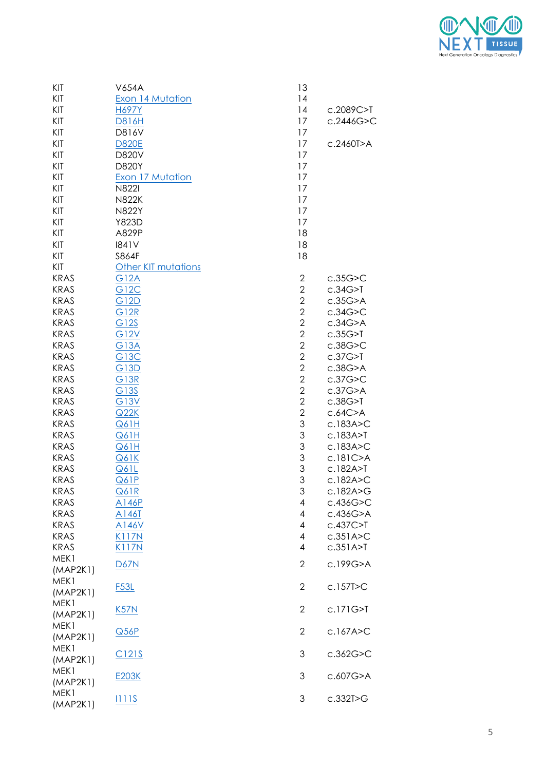| | | | |
|---|---|---|---|
| KIT | V654A | 13 | |
| KIT | Exon 14 Mutation | 14 | |
| KIT | H697Y | 14 | c.2089C>T |
| KIT | D816H | 17 | c.2446G>C |
| KIT | D816V | 17 | |
| KIT | D820E | 17 | c.2460T>A |
| KIT | D820V | 17 | |
| KIT | D820Y | 17 | |
| KIT | Exon 17 Mutation | 17 | |
| KIT | N822I | 17 | |
| KIT | N822K | 17 | |
| KIT | N822Y | 17 | |
| KIT | Y823D | 17 | |
| KIT | A829P | 18 | |
| KIT | I841V | 18 | |
| KIT | S864F | 18 | |
| KIT | Other KIT mutations | | |
| KRAS | G12A | 2 | c.35G>C |
| KRAS | G12C | 2 | c.34G>T |
| KRAS | G12D | 2 | c.35G>A |
| KRAS | G12R | 2 | c.34G>C |
| KRAS | G12S | 2 | c.34G>A |
| KRAS | G12V | 2 | c.35G>T |
| KRAS | G13A | 2 | c.38G>C |
| KRAS | G13C | 2 | c.37G>T |
| KRAS | G13D | 2 | c.38G>A |
| KRAS | G13R | 2 | c.37G>C |
| KRAS | G13S | 2 | c.37G>A |
| KRAS | G13V | 2 | c.38G>T |
| KRAS | Q22K | 2 | c.64C>A |
| KRAS | Q61H | 3 | c.183A>C |
| KRAS | Q61H | 3 | c.183A>T |
| KRAS | Q61H | 3 | c.183A>C |
| KRAS | Q61K | 3 | c.181C>A |
| KRAS | Q61L | 3 | c.182A>T |
| KRAS | Q61P | 3 | c.182A>C |
| KRAS | Q61R | 3 | c.182A>G |
| KRAS | A146P | 4 | c.436G>C |
| KRAS | A146T | 4 | c.436G>A |
| KRAS | A146V | 4 | c.437C>T |
| KRAS | K117N | 4 | c.351A>C |
| KRAS | K117N | 4 | c.351A>T |
| MEK1 (MAP2K1) | D67N | 2 | c.199G>A |
| MEK1 (MAP2K1) | F53L | 2 | c.157T>C |
| MEK1 (MAP2K1) | K57N | 2 | c.171G>T |
| MEK1 (MAP2K1) | Q56P | 2 | c.167A>C |
| MEK1 (MAP2K1) | C121S | 3 | c.362G>C |
| MEK1 (MAP2K1) | E203K | 3 | c.607G>A |
| MEK1 (MAP2K1) | I111S | 3 | c.332T>G |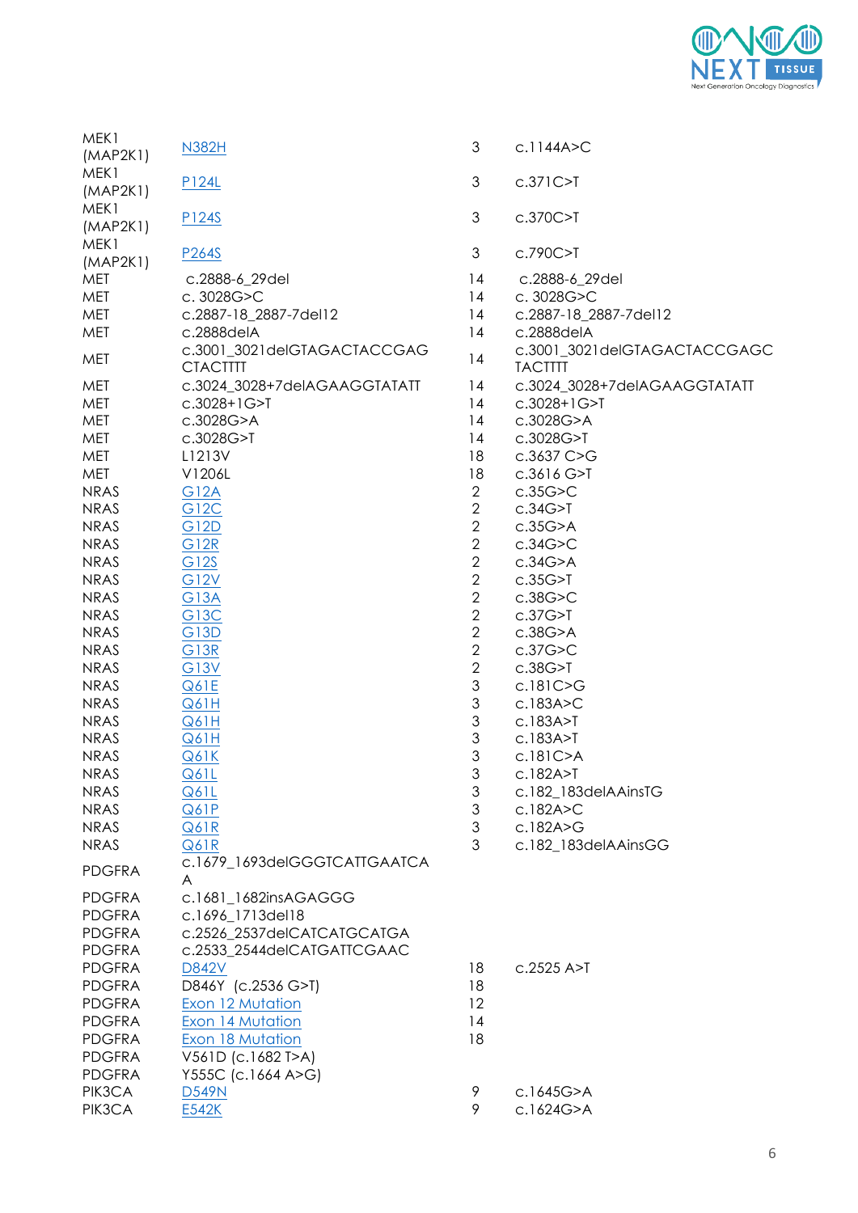| | | | |
|---|---|---|---|
| MEK1 (MAP2K1) | N382H | 3 | c.1144A>C |
| MEK1 (MAP2K1) | P124L | 3 | c.371C>T |
| MEK1 (MAP2K1) | P124S | 3 | c.370C>T |
| MEK1 (MAP2K1) | P264S | 3 | c.790C>T |
| MET | c.2888-6_29del | 14 | c.2888-6_29del |
| MET | c. 3028G>C | 14 | c. 3028G>C |
| MET | c.2887-18_2887-7del12 | 14 | c.2887-18_2887-7del12 |
| MET | c.2888delA | 14 | c.2888delA |
| MET | c.3001_3021delGTAGACTACCGAGCTACTTTT | 14 | c.3001_3021delGTAGACTACCGAGCTACTTTT |
| MET | c.3024_3028+7delAGAAGGTATATT | 14 | c.3024_3028+7delAGAAGGTATATT |
| MET | c.3028+1G>T | 14 | c.3028+1G>T |
| MET | c.3028G>A | 14 | c.3028G>A |
| MET | c.3028G>T | 14 | c.3028G>T |
| MET | L1213V | 18 | c.3637 C>G |
| MET | V1206L | 18 | c.3616 G>T |
| NRAS | G12A | 2 | c.35G>C |
| NRAS | G12C | 2 | c.34G>T |
| NRAS | G12D | 2 | c.35G>A |
| NRAS | G12R | 2 | c.34G>C |
| NRAS | G12S | 2 | c.34G>A |
| NRAS | G12V | 2 | c.35G>T |
| NRAS | G13A | 2 | c.38G>C |
| NRAS | G13C | 2 | c.37G>T |
| NRAS | G13D | 2 | c.38G>A |
| NRAS | G13R | 2 | c.37G>C |
| NRAS | G13V | 2 | c.38G>T |
| NRAS | Q61E | 3 | c.181C>G |
| NRAS | Q61H | 3 | c.183A>C |
| NRAS | Q61H | 3 | c.183A>T |
| NRAS | Q61H | 3 | c.183A>T |
| NRAS | Q61K | 3 | c.181C>A |
| NRAS | Q61L | 3 | c.182A>T |
| NRAS | Q61L | 3 | c.182_183delAAinsTG |
| NRAS | Q61P | 3 | c.182A>C |
| NRAS | Q61R | 3 | c.182A>G |
| NRAS | Q61R | 3 | c.182_183delAAinsGG |
| PDGFRA | c.1679_1693delGGGTCATTGAATCAA | | |
| PDGFRA | c.1681_1682insAGAGGG | | |
| PDGFRA | c.1696_1713del18 | | |
| PDGFRA | c.2526_2537delCATCATGCATGA | | |
| PDGFRA | c.2533_2544delCATGATTCGAAC | | |
| PDGFRA | D842V | 18 | c.2525 A>T |
| PDGFRA | D846Y (c.2536 G>T) | 18 | |
| PDGFRA | Exon 12 Mutation | 12 | |
| PDGFRA | Exon 14 Mutation | 14 | |
| PDGFRA | Exon 18 Mutation | 18 | |
| PDGFRA | V561D (c.1682 T>A) | | |
| PDGFRA | Y555C (c.1664 A>G) | | |
| PIK3CA | D549N | 9 | c.1645G>A |
| PIK3CA | E542K | 9 | c.1624G>A |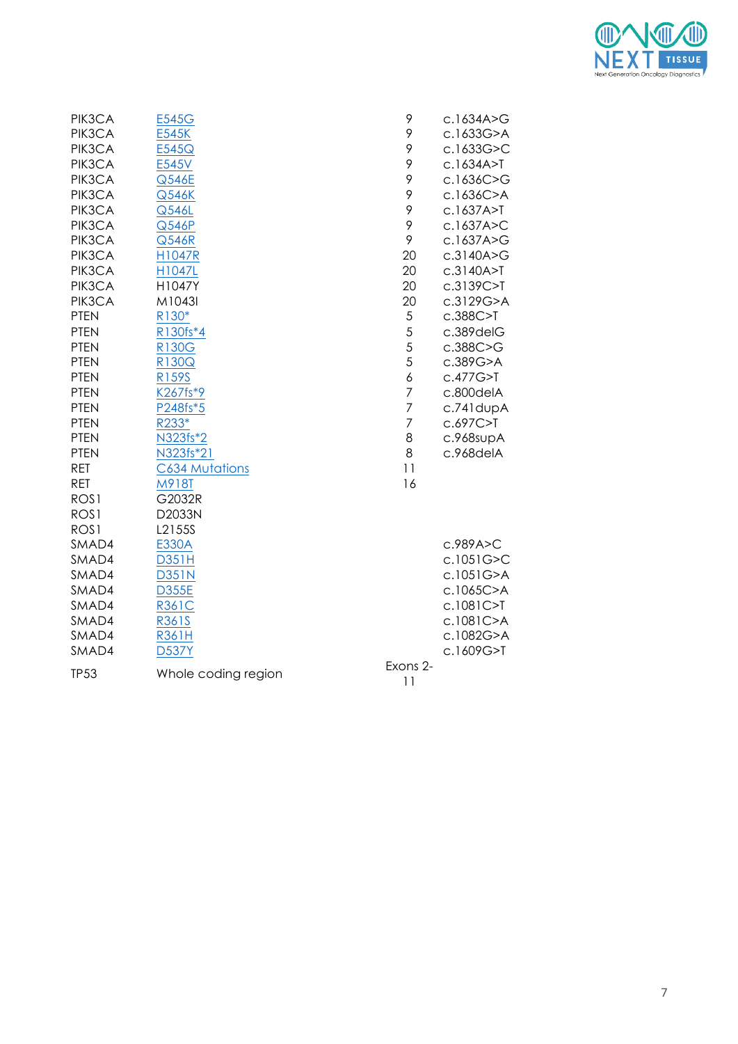| | | | |
|---|---|---|---|
| PIK3CA | E545G | 9 | c.1634A>G |
| PIK3CA | E545K | 9 | c.1633G>A |
| PIK3CA | E545Q | 9 | c.1633G>C |
| PIK3CA | E545V | 9 | c.1634A>T |
| PIK3CA | Q546E | 9 | c.1636C>G |
| PIK3CA | Q546K | 9 | c.1636C>A |
| PIK3CA | Q546L | 9 | c.1637A>T |
| PIK3CA | Q546P | 9 | c.1637A>C |
| PIK3CA | Q546R | 9 | c.1637A>G |
| PIK3CA | H1047R | 20 | c.3140A>G |
| PIK3CA | H1047L | 20 | c.3140A>T |
| PIK3CA | H1047Y | 20 | c.3139C>T |
| PIK3CA | M1043I | 20 | c.3129G>A |
| PTEN | R130* | 5 | c.388C>T |
| PTEN | R130fs*4 | 5 | c.389delG |
| PTEN | R130G | 5 | c.388C>G |
| PTEN | R130Q | 5 | c.389G>A |
| PTEN | R159S | 6 | c.477G>T |
| PTEN | K267fs*9 | 7 | c.800delA |
| PTEN | P248fs*5 | 7 | c.741dupA |
| PTEN | R233* | 7 | c.697C>T |
| PTEN | N323fs*2 | 8 | c.968supA |
| PTEN | N323fs*21 | 8 | c.968delA |
| RET | C634 Mutations | 11 | |
| RET | M918T | 16 | |
| ROS1 | G2032R | | |
| ROS1 | D2033N | | |
| ROS1 | L2155S | | |
| SMAD4 | E330A | | c.989A>C |
| SMAD4 | D351H | | c.1051G>C |
| SMAD4 | D351N | | c.1051G>A |
| SMAD4 | D355E | | c.1065C>A |
| SMAD4 | R361C | | c.1081C>T |
| SMAD4 | R361S | | c.1081C>A |
| SMAD4 | R361H | | c.1082G>A |
| SMAD4 | D537Y | | c.1609G>T |
| TP53 | Whole coding region | Exons 2-11 | |